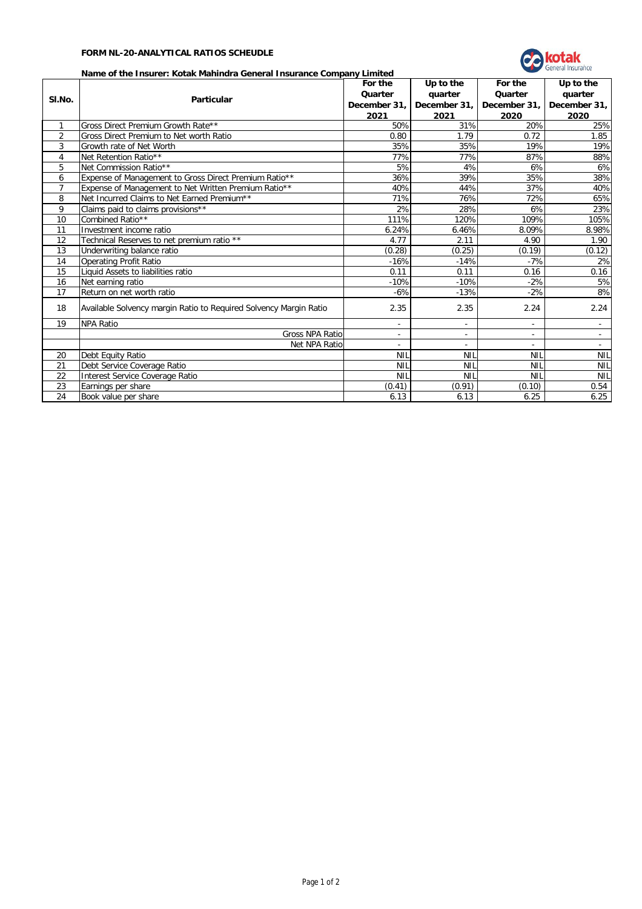**FORM NL-20-ANALYTICAL RATIOS SCHEUDLE**

**Name of the Insurer: Kotak Mahindra General Insurance Company Limited**

| Sl.No. | Particular | For the Quarter December 31, 2021 | Up to the quarter December 31, 2021 | For the Quarter December 31, 2020 | Up to the quarter December 31, 2020 |
|---|---|---|---|---|---|
| 1 | Gross Direct Premium Growth Rate** | 50% | 31% | 20% | 25% |
| 2 | Gross Direct Premium to Net worth Ratio | 0.80 | 1.79 | 0.72 | 1.85 |
| 3 | Growth rate of Net Worth | 35% | 35% | 19% | 19% |
| 4 | Net Retention Ratio** | 77% | 77% | 87% | 88% |
| 5 | Net Commission Ratio** | 5% | 4% | 6% | 6% |
| 6 | Expense of Management to Gross Direct Premium Ratio** | 36% | 39% | 35% | 38% |
| 7 | Expense of Management to Net Written Premium Ratio** | 40% | 44% | 37% | 40% |
| 8 | Net Incurred Claims to Net Earned Premium** | 71% | 76% | 72% | 65% |
| 9 | Claims paid to claims provisions** | 2% | 28% | 6% | 23% |
| 10 | Combined Ratio** | 111% | 120% | 109% | 105% |
| 11 | Investment income ratio | 6.24% | 6.46% | 8.09% | 8.98% |
| 12 | Technical Reserves to net premium ratio ** | 4.77 | 2.11 | 4.90 | 1.90 |
| 13 | Underwriting balance ratio | (0.28) | (0.25) | (0.19) | (0.12) |
| 14 | Operating Profit Ratio | -16% | -14% | -7% | 2% |
| 15 | Liquid Assets to liabilities ratio | 0.11 | 0.11 | 0.16 | 0.16 |
| 16 | Net earning ratio | -10% | -10% | -2% | 5% |
| 17 | Return on net worth ratio | -6% | -13% | -2% | 8% |
| 18 | Available Solvency margin Ratio to Required Solvency Margin Ratio | 2.35 | 2.35 | 2.24 | 2.24 |
| 19 | NPA Ratio | - | - | - | - |
| | Gross NPA Ratio | - | - | - | - |
| | Net NPA Ratio | - | - | - | - |
| 20 | Debt Equity Ratio | NIL | NIL | NIL | NIL |
| 21 | Debt Service Coverage Ratio | NIL | NIL | NIL | NIL |
| 22 | Interest Service Coverage Ratio | NIL | NIL | NIL | NIL |
| 23 | Earnings per share | (0.41) | (0.91) | (0.10) | 0.54 |
| 24 | Book value per share | 6.13 | 6.13 | 6.25 | 6.25 |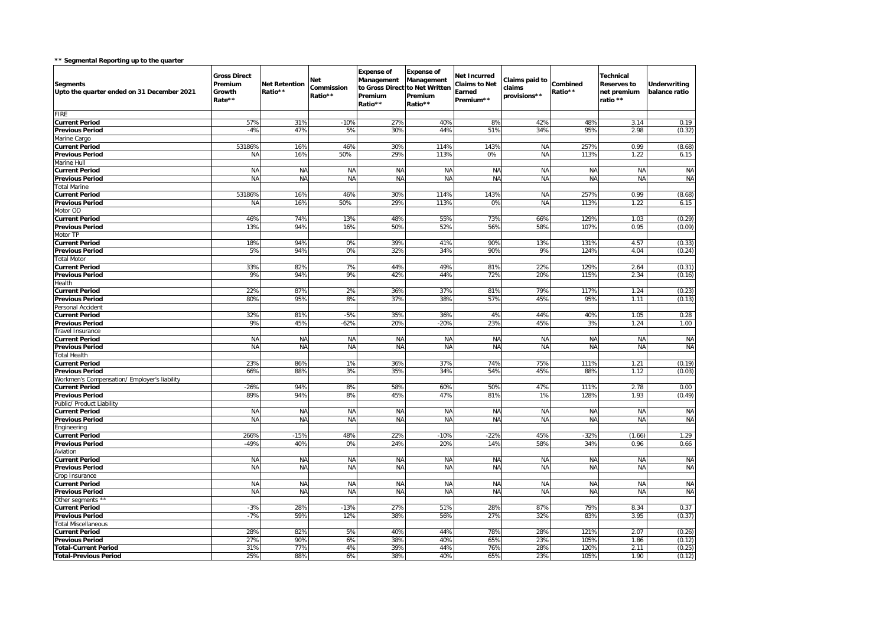**\*\* Segmental Reporting up to the quarter**

| Segments<br>Upto the quarter ended on 31 December 2021 | Gross Direct Premium Growth Rate** | Net Retention Ratio** | Net Commission Ratio** | Expense of Management to Gross Direct Premium Ratio** | Expense of Management to Net Written Premium Ratio** | Net Incurred Claims to Net Earned Premium** | Claims paid to claims provisions** | Combined Ratio** | Technical Reserves to net premium ratio ** | Underwriting balance ratio |
|---|---|---|---|---|---|---|---|---|---|---|
| FIRE | | | | | | | | | | |
| **Current Period** | 57% | 31% | -10% | 27% | 40% | 8% | 42% | 48% | 3.14 | 0.19 |
| **Previous Period** | -4% | 47% | 5% | 30% | 44% | 51% | 34% | 95% | 2.98 | (0.32) |
| Marine Cargo | | | | | | | | | | |
| **Current Period** | 53186% | 16% | 46% | 30% | 114% | 143% | NA | 257% | 0.99 | (8.68) |
| **Previous Period** | NA | 16% | 50% | 29% | 113% | 0% | NA | 113% | 1.22 | 6.15 |
| Marine Hull | | | | | | | | | | |
| **Current Period** | NA | NA | NA | NA | NA | NA | NA | NA | NA | NA |
| **Previous Period** | NA | NA | NA | NA | NA | NA | NA | NA | NA | NA |
| Total Marine | | | | | | | | | | |
| **Current Period** | 53186% | 16% | 46% | 30% | 114% | 143% | NA | 257% | 0.99 | (8.68) |
| **Previous Period** | NA | 16% | 50% | 29% | 113% | 0% | NA | 113% | 1.22 | 6.15 |
| Motor OD | | | | | | | | | | |
| **Current Period** | 46% | 74% | 13% | 48% | 55% | 73% | 66% | 129% | 1.03 | (0.29) |
| **Previous Period** | 13% | 94% | 16% | 50% | 52% | 56% | 58% | 107% | 0.95 | (0.09) |
| Motor TP | | | | | | | | | | |
| **Current Period** | 18% | 94% | 0% | 39% | 41% | 90% | 13% | 131% | 4.57 | (0.33) |
| **Previous Period** | 5% | 94% | 0% | 32% | 34% | 90% | 9% | 124% | 4.04 | (0.24) |
| Total Motor | | | | | | | | | | |
| **Current Period** | 33% | 82% | 7% | 44% | 49% | 81% | 22% | 129% | 2.64 | (0.31) |
| **Previous Period** | 9% | 94% | 9% | 42% | 44% | 72% | 20% | 115% | 2.34 | (0.16) |
| Health | | | | | | | | | | |
| **Current Period** | 22% | 87% | 2% | 36% | 37% | 81% | 79% | 117% | 1.24 | (0.23) |
| **Previous Period** | 80% | 95% | 8% | 37% | 38% | 57% | 45% | 95% | 1.11 | (0.13) |
| Personal Accident | | | | | | | | | | |
| **Current Period** | 32% | 81% | -5% | 35% | 36% | 4% | 44% | 40% | 1.05 | 0.28 |
| **Previous Period** | 9% | 45% | -62% | 20% | -20% | 23% | 45% | 3% | 1.24 | 1.00 |
| Travel Insurance | | | | | | | | | | |
| **Current Period** | NA | NA | NA | NA | NA | NA | NA | NA | NA | NA |
| **Previous Period** | NA | NA | NA | NA | NA | NA | NA | NA | NA | NA |
| Total Health | | | | | | | | | | |
| **Current Period** | 23% | 86% | 1% | 36% | 37% | 74% | 75% | 111% | 1.21 | (0.19) |
| **Previous Period** | 66% | 88% | 3% | 35% | 34% | 54% | 45% | 88% | 1.12 | (0.03) |
| Workmen's Compensation/ Employer's liability | | | | | | | | | | |
| **Current Period** | -26% | 94% | 8% | 58% | 60% | 50% | 47% | 111% | 2.78 | 0.00 |
| **Previous Period** | 89% | 94% | 8% | 45% | 47% | 81% | 1% | 128% | 1.93 | (0.49) |
| Public/ Product Liability | | | | | | | | | | |
| **Current Period** | NA | NA | NA | NA | NA | NA | NA | NA | NA | NA |
| **Previous Period** | NA | NA | NA | NA | NA | NA | NA | NA | NA | NA |
| Engineering | | | | | | | | | | |
| **Current Period** | 266% | -15% | 48% | 22% | -10% | -22% | 45% | -32% | (1.66) | 1.29 |
| **Previous Period** | -49% | 40% | 0% | 24% | 20% | 14% | 58% | 34% | 0.96 | 0.66 |
| Aviation | | | | | | | | | | |
| **Current Period** | NA | NA | NA | NA | NA | NA | NA | NA | NA | NA |
| **Previous Period** | NA | NA | NA | NA | NA | NA | NA | NA | NA | NA |
| Crop Insurance | | | | | | | | | | |
| **Current Period** | NA | NA | NA | NA | NA | NA | NA | NA | NA | NA |
| **Previous Period** | NA | NA | NA | NA | NA | NA | NA | NA | NA | NA |
| Other segments ** | | | | | | | | | | |
| **Current Period** | -3% | 28% | -13% | 27% | 51% | 28% | 87% | 79% | 8.34 | 0.37 |
| **Previous Period** | -7% | 59% | 12% | 38% | 56% | 27% | 32% | 83% | 3.95 | (0.37) |
| Total Miscellaneous | | | | | | | | | | |
| **Current Period** | 28% | 82% | 5% | 40% | 44% | 78% | 28% | 121% | 2.07 | (0.26) |
| **Previous Period** | 27% | 90% | 6% | 38% | 40% | 65% | 23% | 105% | 1.86 | (0.12) |
| **Total-Current Period** | 31% | 77% | 4% | 39% | 44% | 76% | 28% | 120% | 2.11 | (0.25) |
| **Total-Previous Period** | 25% | 88% | 6% | 38% | 40% | 65% | 23% | 105% | 1.90 | (0.12) |